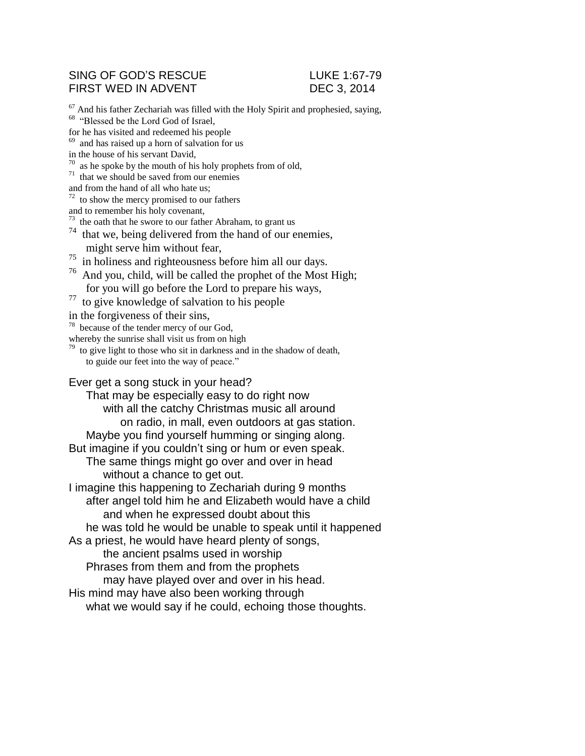SING OF GOD'S RESCUE LUKE 1:67-79
FIRST WED IN ADVENT DEC 3, 2014

[67] And his father Zechariah was filled with the Holy Spirit and prophesied, saying,
[68] "Blessed be the Lord God of Israel,
for he has visited and redeemed his people
[69] and has raised up a horn of salvation for us
in the house of his servant David,
[70] as he spoke by the mouth of his holy prophets from of old,
[71] that we should be saved from our enemies
and from the hand of all who hate us;
[72] to show the mercy promised to our fathers
and to remember his holy covenant,
[73] the oath that he swore to our father Abraham, to grant us
[74] that we, being delivered from the hand of our enemies,
might serve him without fear,
[75] in holiness and righteousness before him all our days.
[76] And you, child, will be called the prophet of the Most High;
for you will go before the Lord to prepare his ways,
[77] to give knowledge of salvation to his people
in the forgiveness of their sins,
[78] because of the tender mercy of our God,
whereby the sunrise shall visit us from on high
[79] to give light to those who sit in darkness and in the shadow of death,
to guide our feet into the way of peace."

Ever get a song stuck in your head?
That may be especially easy to do right now
with all the catchy Christmas music all around
on radio, in mall, even outdoors at gas station.
Maybe you find yourself humming or singing along.
But imagine if you couldn't sing or hum or even speak.
The same things might go over and over in head
without a chance to get out.
I imagine this happening to Zechariah during 9 months
after angel told him he and Elizabeth would have a child
and when he expressed doubt about this
he was told he would be unable to speak until it happened
As a priest, he would have heard plenty of songs,
the ancient psalms used in worship
Phrases from them and from the prophets
may have played over and over in his head.
His mind may have also been working through
what we would say if he could, echoing those thoughts.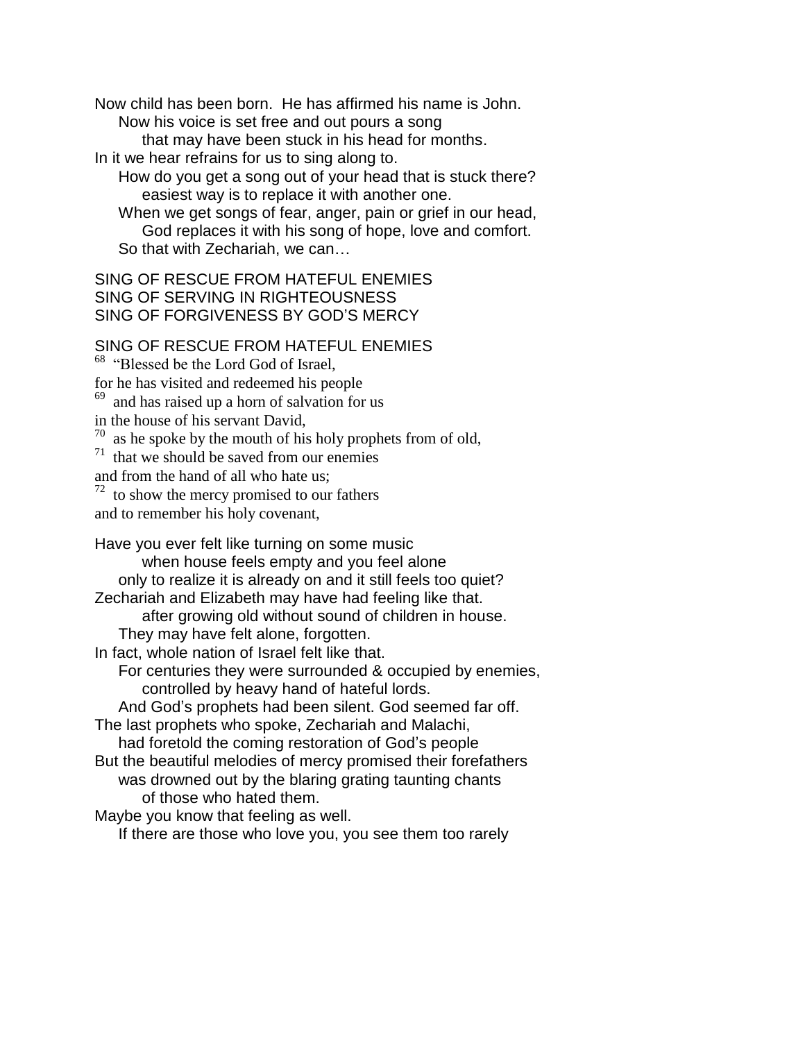Now child has been born. He has affirmed his name is John.
Now his voice is set free and out pours a song
that may have been stuck in his head for months.
In it we hear refrains for us to sing along to.
How do you get a song out of your head that is stuck there?
easiest way is to replace it with another one.
When we get songs of fear, anger, pain or grief in our head,
God replaces it with his song of hope, love and comfort.
So that with Zechariah, we can…

SING OF RESCUE FROM HATEFUL ENEMIES
SING OF SERVING IN RIGHTEOUSNESS
SING OF FORGIVENESS BY GOD'S MERCY

SING OF RESCUE FROM HATEFUL ENEMIES
[68] "Blessed be the Lord God of Israel,
for he has visited and redeemed his people
[69] and has raised up a horn of salvation for us
in the house of his servant David,
[70] as he spoke by the mouth of his holy prophets from of old,
[71] that we should be saved from our enemies
and from the hand of all who hate us;
[72] to show the mercy promised to our fathers
and to remember his holy covenant,

Have you ever felt like turning on some music
when house feels empty and you feel alone
only to realize it is already on and it still feels too quiet?
Zechariah and Elizabeth may have had feeling like that.
after growing old without sound of children in house.
They may have felt alone, forgotten.
In fact, whole nation of Israel felt like that.
For centuries they were surrounded & occupied by enemies,
controlled by heavy hand of hateful lords.
And God's prophets had been silent. God seemed far off.
The last prophets who spoke, Zechariah and Malachi,
had foretold the coming restoration of God's people
But the beautiful melodies of mercy promised their forefathers
was drowned out by the blaring grating taunting chants
of those who hated them.
Maybe you know that feeling as well.
If there are those who love you, you see them too rarely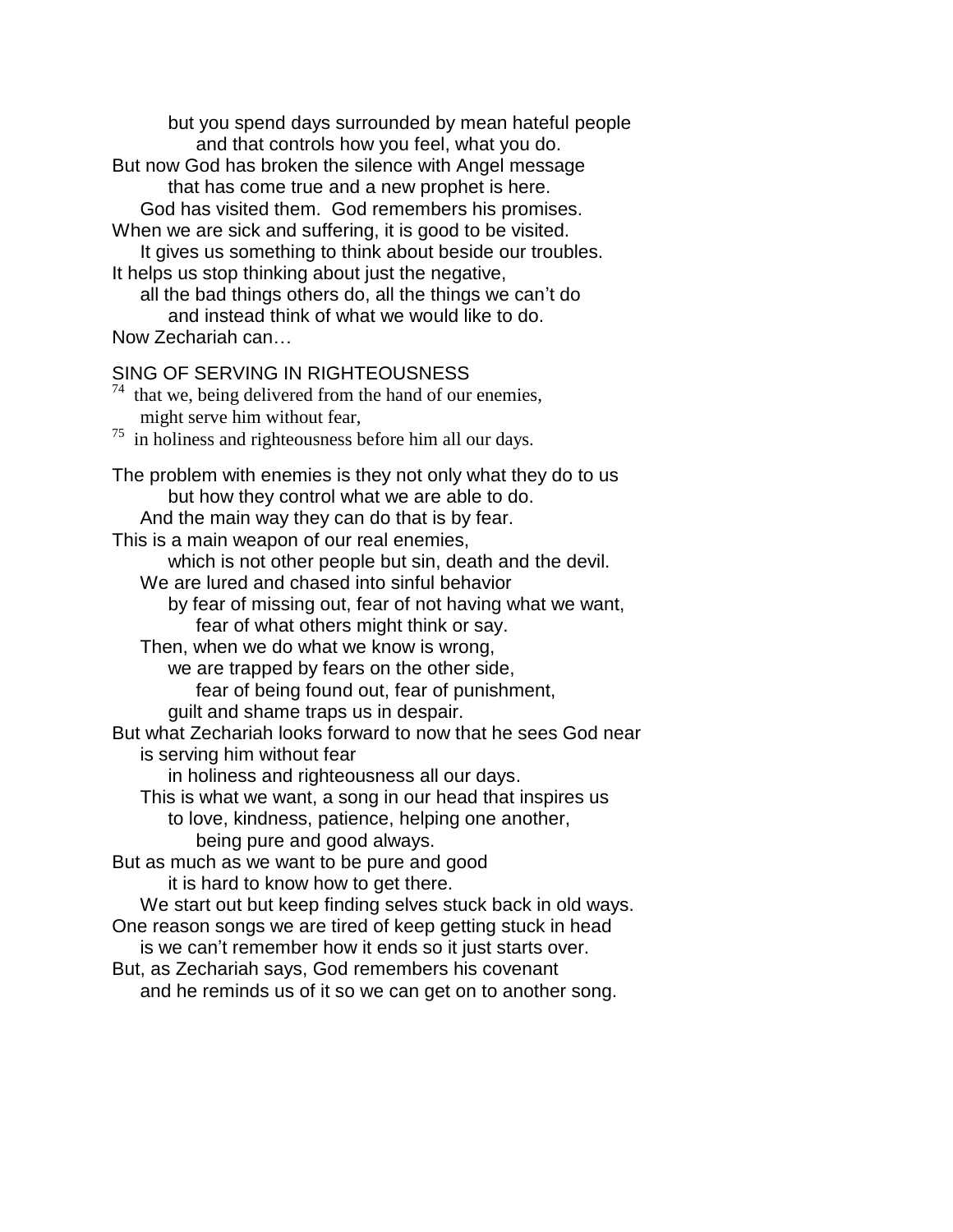but you spend days surrounded by mean hateful people
and that controls how you feel, what you do.
But now God has broken the silence with Angel message
that has come true and a new prophet is here.
God has visited them. God remembers his promises.
When we are sick and suffering, it is good to be visited.
It gives us something to think about beside our troubles.
It helps us stop thinking about just the negative,
all the bad things others do, all the things we can't do
and instead think of what we would like to do.
Now Zechariah can…

SING OF SERVING IN RIGHTEOUSNESS

[74] that we, being delivered from the hand of our enemies,
might serve him without fear,
[75] in holiness and righteousness before him all our days.

The problem with enemies is they not only what they do to us
but how they control what we are able to do.
And the main way they can do that is by fear.
This is a main weapon of our real enemies,
which is not other people but sin, death and the devil.
We are lured and chased into sinful behavior
by fear of missing out, fear of not having what we want,
fear of what others might think or say.
Then, when we do what we know is wrong,
we are trapped by fears on the other side,
fear of being found out, fear of punishment,
guilt and shame traps us in despair.
But what Zechariah looks forward to now that he sees God near
is serving him without fear
in holiness and righteousness all our days.
This is what we want, a song in our head that inspires us
to love, kindness, patience, helping one another,
being pure and good always.
But as much as we want to be pure and good
it is hard to know how to get there.
We start out but keep finding selves stuck back in old ways.
One reason songs we are tired of keep getting stuck in head
is we can't remember how it ends so it just starts over.
But, as Zechariah says, God remembers his covenant
and he reminds us of it so we can get on to another song.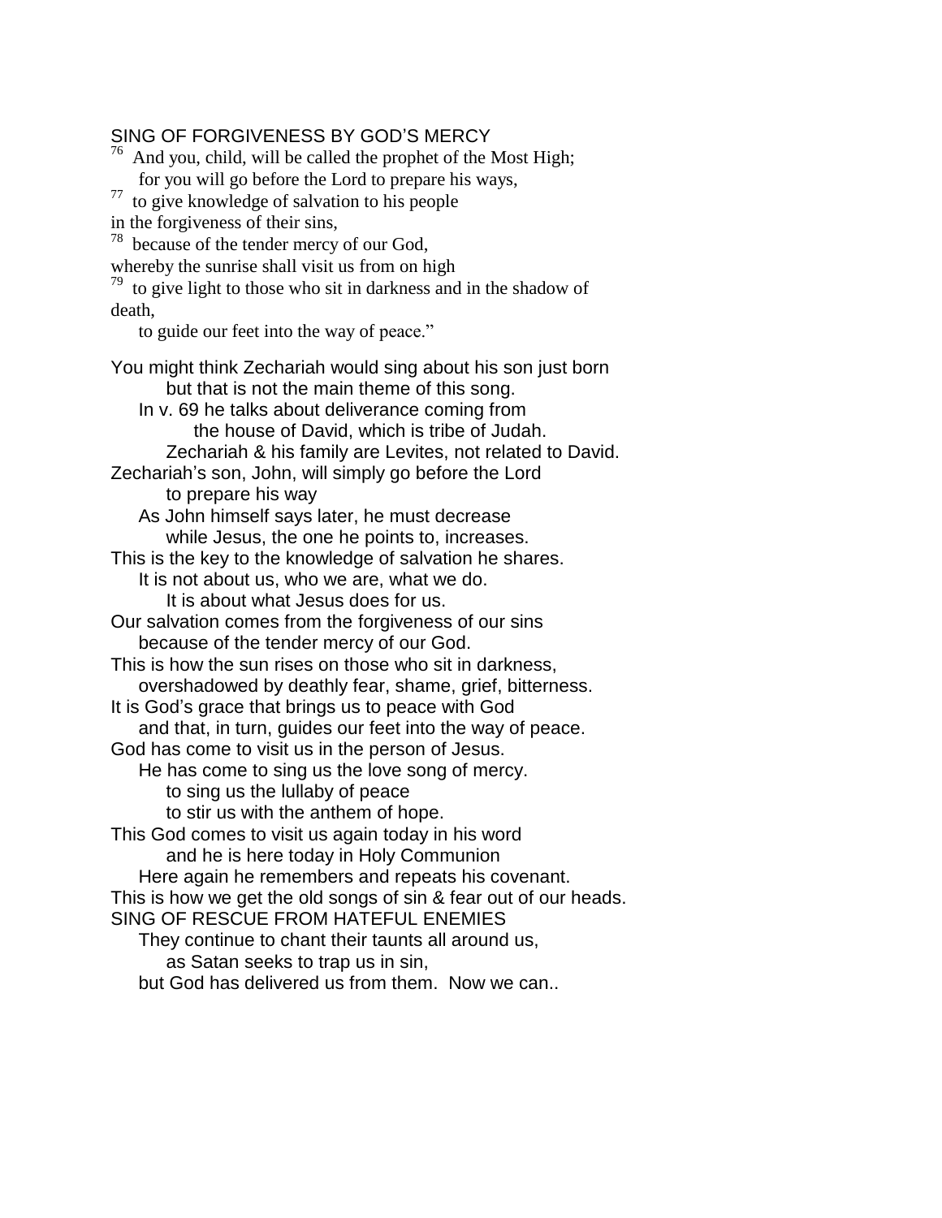SING OF FORGIVENESS BY GOD'S MERCY

[76] And you, child, will be called the prophet of the Most High;
for you will go before the Lord to prepare his ways,
[77] to give knowledge of salvation to his people
in the forgiveness of their sins,
[78] because of the tender mercy of our God,
whereby the sunrise shall visit us from on high
[79] to give light to those who sit in darkness and in the shadow of death,
to guide our feet into the way of peace."

You might think Zechariah would sing about his son just born
but that is not the main theme of this song.
In v. 69 he talks about deliverance coming from
the house of David, which is tribe of Judah.
Zechariah & his family are Levites, not related to David.
Zechariah's son, John, will simply go before the Lord
to prepare his way
As John himself says later, he must decrease
while Jesus, the one he points to, increases.
This is the key to the knowledge of salvation he shares.
It is not about us, who we are, what we do.
It is about what Jesus does for us.
Our salvation comes from the forgiveness of our sins
because of the tender mercy of our God.
This is how the sun rises on those who sit in darkness,
overshadowed by deathly fear, shame, grief, bitterness.
It is God's grace that brings us to peace with God
and that, in turn, guides our feet into the way of peace.
God has come to visit us in the person of Jesus.
He has come to sing us the love song of mercy.
to sing us the lullaby of peace
to stir us with the anthem of hope.
This God comes to visit us again today in his word
and he is here today in Holy Communion
Here again he remembers and repeats his covenant.
This is how we get the old songs of sin & fear out of our heads.

SING OF RESCUE FROM HATEFUL ENEMIES

They continue to chant their taunts all around us,
as Satan seeks to trap us in sin,
but God has delivered us from them. Now we can..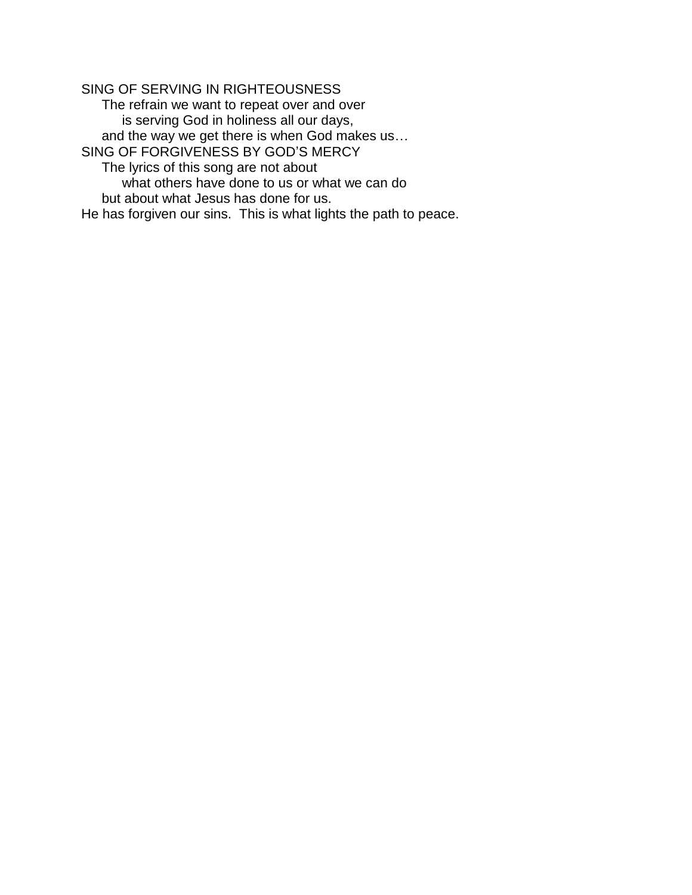SING OF SERVING IN RIGHTEOUSNESS

The refrain we want to repeat over and over
is serving God in holiness all our days,
and the way we get there is when God makes us…

SING OF FORGIVENESS BY GOD'S MERCY

The lyrics of this song are not about
what others have done to us or what we can do
but about what Jesus has done for us.

He has forgiven our sins. This is what lights the path to peace.